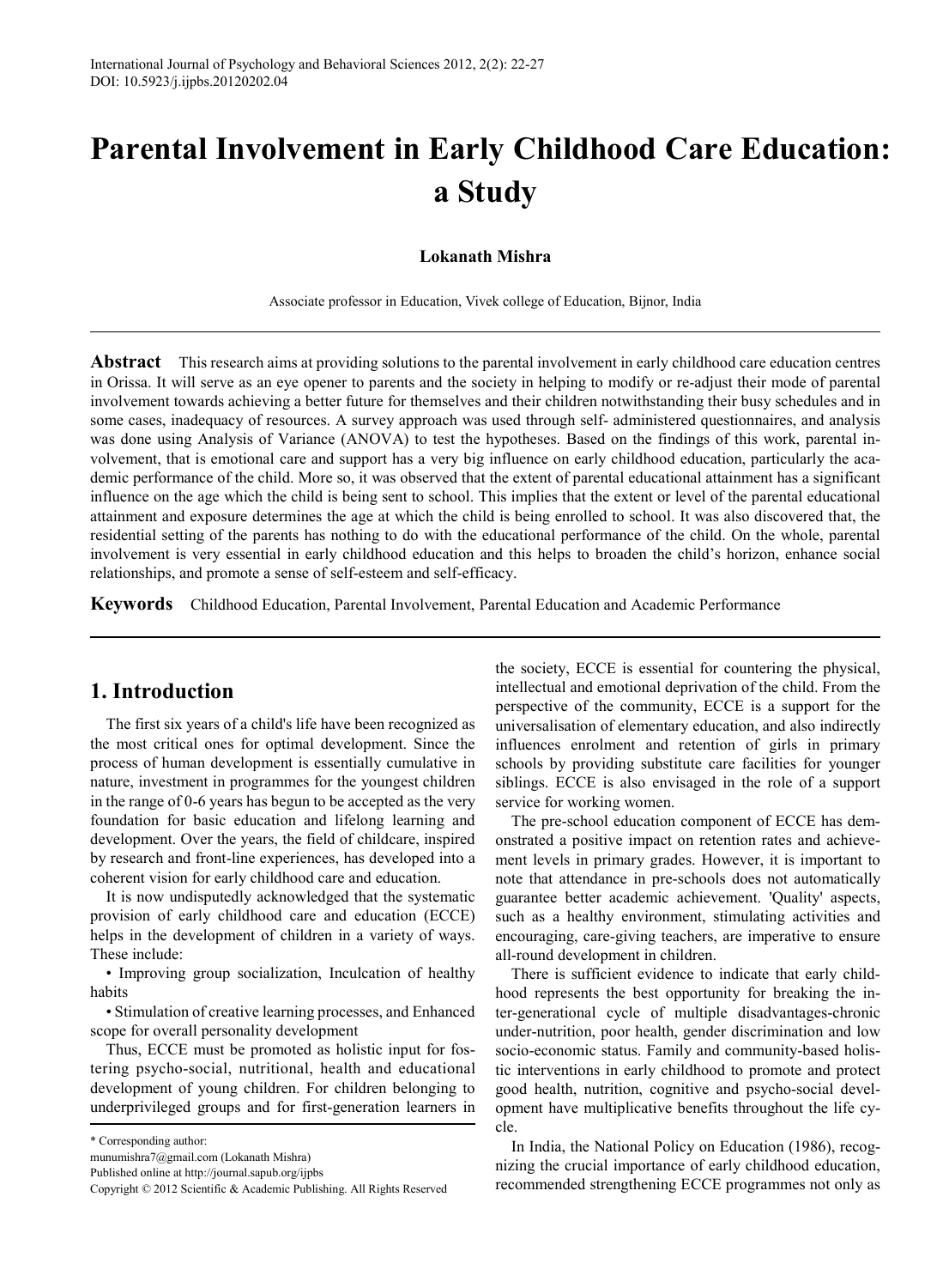# Parental Involvement in Early Childhood Care Education: a Study

**Lokanath Mishra**

Associate professor in Education, Vivek college of Education, Bijnor, India

**Abstract** This research aims at providing solutions to the parental involvement in early childhood care education centres in Orissa. It will serve as an eye opener to parents and the society in helping to modify or re-adjust their mode of parental involvement towards achieving a better future for themselves and their children notwithstanding their busy schedules and in some cases, inadequacy of resources. A survey approach was used through self- administered questionnaires, and analysis was done using Analysis of Variance (ANOVA) to test the hypotheses. Based on the findings of this work, parental involvement, that is emotional care and support has a very big influence on early childhood education, particularly the academic performance of the child. More so, it was observed that the extent of parental educational attainment has a significant influence on the age which the child is being sent to school. This implies that the extent or level of the parental educational attainment and exposure determines the age at which the child is being enrolled to school. It was also discovered that, the residential setting of the parents has nothing to do with the educational performance of the child. On the whole, parental involvement is very essential in early childhood education and this helps to broaden the child's horizon, enhance social relationships, and promote a sense of self-esteem and self-efficacy.

**Keywords** Childhood Education, Parental Involvement, Parental Education and Academic Performance

## 1. Introduction

The first six years of a child's life have been recognized as the most critical ones for optimal development. Since the process of human development is essentially cumulative in nature, investment in programmes for the youngest children in the range of 0-6 years has begun to be accepted as the very foundation for basic education and lifelong learning and development. Over the years, the field of childcare, inspired by research and front-line experiences, has developed into a coherent vision for early childhood care and education.

It is now undisputedly acknowledged that the systematic provision of early childhood care and education (ECCE) helps in the development of children in a variety of ways. These include:

- Improving group socialization, Inculcation of healthy habits
- Stimulation of creative learning processes, and Enhanced scope for overall personality development

Thus, ECCE must be promoted as holistic input for fostering psycho-social, nutritional, health and educational development of young children. For children belonging to underprivileged groups and for first-generation learners in the society, ECCE is essential for countering the physical, intellectual and emotional deprivation of the child. From the perspective of the community, ECCE is a support for the universalisation of elementary education, and also indirectly influences enrolment and retention of girls in primary schools by providing substitute care facilities for younger siblings. ECCE is also envisaged in the role of a support service for working women.

The pre-school education component of ECCE has demonstrated a positive impact on retention rates and achievement levels in primary grades. However, it is important to note that attendance in pre-schools does not automatically guarantee better academic achievement. 'Quality' aspects, such as a healthy environment, stimulating activities and encouraging, care-giving teachers, are imperative to ensure all-round development in children.

There is sufficient evidence to indicate that early childhood represents the best opportunity for breaking the inter-generational cycle of multiple disadvantages-chronic under-nutrition, poor health, gender discrimination and low socio-economic status. Family and community-based holistic interventions in early childhood to promote and protect good health, nutrition, cognitive and psycho-social development have multiplicative benefits throughout the life cycle.

In India, the National Policy on Education (1986), recognizing the crucial importance of early childhood education, recommended strengthening ECCE programmes not only as

\* Corresponding author:
munumishra7@gmail.com (Lokanath Mishra)
Published online at http://journal.sapub.org/ijpbs
Copyright © 2012 Scientific & Academic Publishing. All Rights Reserved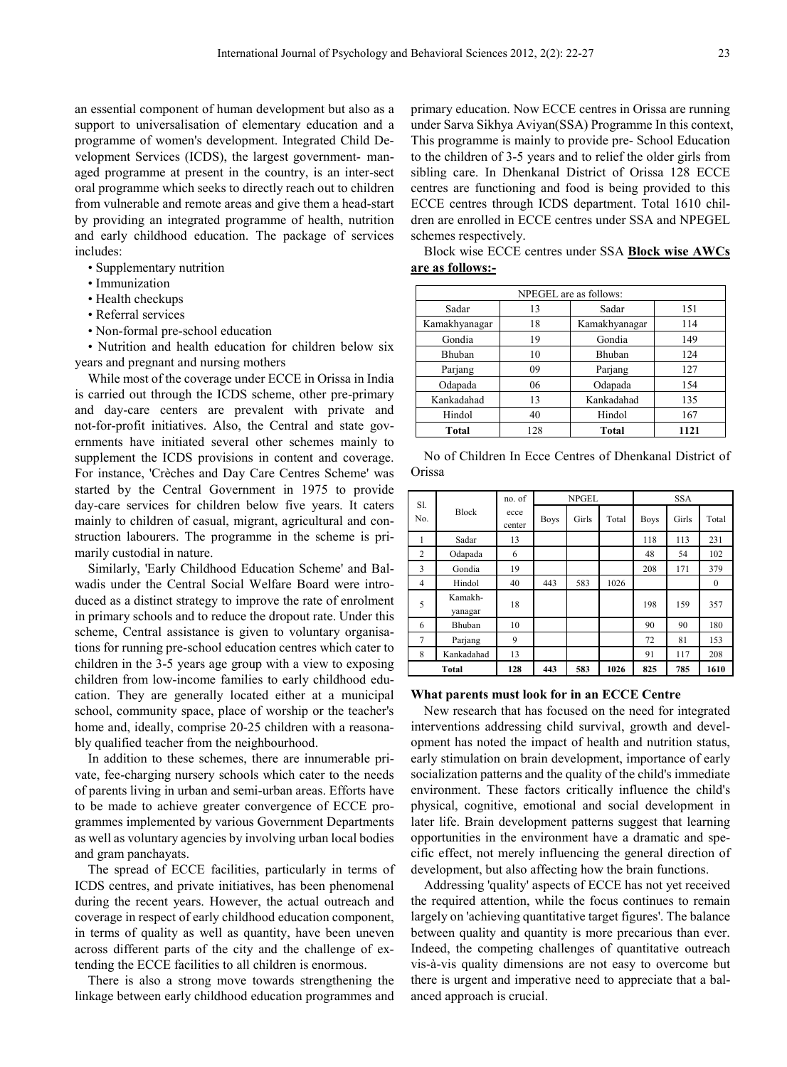an essential component of human development but also as a support to universalisation of elementary education and a programme of women's development. Integrated Child Development Services (ICDS), the largest government- managed programme at present in the country, is an inter-sect oral programme which seeks to directly reach out to children from vulnerable and remote areas and give them a head-start by providing an integrated programme of health, nutrition and early childhood education. The package of services includes:

- Supplementary nutrition
- Immunization
- Health checkups
- Referral services
- Non-formal pre-school education
- Nutrition and health education for children below six years and pregnant and nursing mothers

While most of the coverage under ECCE in Orissa in India is carried out through the ICDS scheme, other pre-primary and day-care centers are prevalent with private and not-for-profit initiatives. Also, the Central and state governments have initiated several other schemes mainly to supplement the ICDS provisions in content and coverage. For instance, 'Crèches and Day Care Centres Scheme' was started by the Central Government in 1975 to provide day-care services for children below five years. It caters mainly to children of casual, migrant, agricultural and construction labourers. The programme in the scheme is primarily custodial in nature.

Similarly, 'Early Childhood Education Scheme' and Balwadis under the Central Social Welfare Board were introduced as a distinct strategy to improve the rate of enrolment in primary schools and to reduce the dropout rate. Under this scheme, Central assistance is given to voluntary organisations for running pre-school education centres which cater to children in the 3-5 years age group with a view to exposing children from low-income families to early childhood education. They are generally located either at a municipal school, community space, place of worship or the teacher's home and, ideally, comprise 20-25 children with a reasonably qualified teacher from the neighbourhood.

In addition to these schemes, there are innumerable private, fee-charging nursery schools which cater to the needs of parents living in urban and semi-urban areas. Efforts have to be made to achieve greater convergence of ECCE programmes implemented by various Government Departments as well as voluntary agencies by involving urban local bodies and gram panchayats.

The spread of ECCE facilities, particularly in terms of ICDS centres, and private initiatives, has been phenomenal during the recent years. However, the actual outreach and coverage in respect of early childhood education component, in terms of quality as well as quantity, have been uneven across different parts of the city and the challenge of extending the ECCE facilities to all children is enormous.

There is also a strong move towards strengthening the linkage between early childhood education programmes and primary education. Now ECCE centres in Orissa are running under Sarva Sikhya Aviyan(SSA) Programme In this context, This programme is mainly to provide pre- School Education to the children of 3-5 years and to relief the older girls from sibling care. In Dhenkanal District of Orissa 128 ECCE centres are functioning and food is being provided to this ECCE centres through ICDS department. Total 1610 children are enrolled in ECCE centres under SSA and NPEGEL schemes respectively.

Block wise ECCE centres under SSA **Block wise AWCs are as follows:-**

| NPEGEL are as follows: | | | |
|---|---|---|---|
| Sadar | 13 | Sadar | 151 |
| Kamakhyanagar | 18 | Kamakhyanagar | 114 |
| Gondia | 19 | Gondia | 149 |
| Bhuban | 10 | Bhuban | 124 |
| Parjang | 09 | Parjang | 127 |
| Odapada | 06 | Odapada | 154 |
| Kankadahad | 13 | Kankadahad | 135 |
| Hindol | 40 | Hindol | 167 |
| **Total** | 128 | **Total** | **1121** |

No of Children In Ecce Centres of Dhenkanal District of Orissa

| Sl. No. | Block | no. of ecce center | NPGEL | | | SSA | | |
|---|---|---|---|---|---|---|---|---|
| | | | Boys | Girls | Total | Boys | Girls | Total |
| 1 | Sadar | 13 | | | | 118 | 113 | 231 |
| 2 | Odapada | 6 | | | | 48 | 54 | 102 |
| 3 | Gondia | 19 | | | | 208 | 171 | 379 |
| 4 | Hindol | 40 | 443 | 583 | 1026 | | | 0 |
| 5 | Kamakh-yanagar | 18 | | | | 198 | 159 | 357 |
| 6 | Bhuban | 10 | | | | 90 | 90 | 180 |
| 7 | Parjang | 9 | | | | 72 | 81 | 153 |
| 8 | Kankadahad | 13 | | | | 91 | 117 | 208 |
| **Total** | | **128** | **443** | **583** | **1026** | **825** | **785** | **1610** |

### What parents must look for in an ECCE Centre

New research that has focused on the need for integrated interventions addressing child survival, growth and development has noted the impact of health and nutrition status, early stimulation on brain development, importance of early socialization patterns and the quality of the child's immediate environment. These factors critically influence the child's physical, cognitive, emotional and social development in later life. Brain development patterns suggest that learning opportunities in the environment have a dramatic and specific effect, not merely influencing the general direction of development, but also affecting how the brain functions.

Addressing 'quality' aspects of ECCE has not yet received the required attention, while the focus continues to remain largely on 'achieving quantitative target figures'. The balance between quality and quantity is more precarious than ever. Indeed, the competing challenges of quantitative outreach vis-à-vis quality dimensions are not easy to overcome but there is urgent and imperative need to appreciate that a balanced approach is crucial.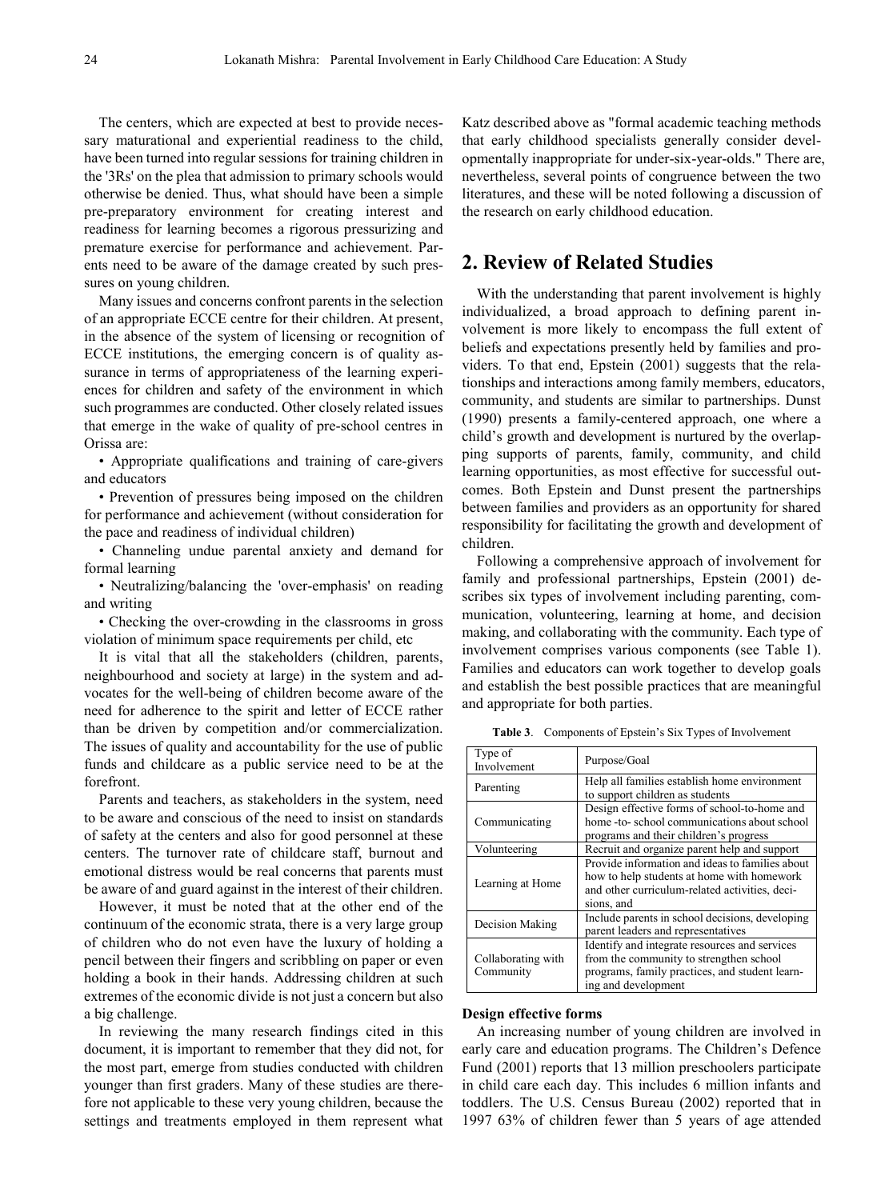The centers, which are expected at best to provide necessary maturational and experiential readiness to the child, have been turned into regular sessions for training children in the '3Rs' on the plea that admission to primary schools would otherwise be denied. Thus, what should have been a simple pre-preparatory environment for creating interest and readiness for learning becomes a rigorous pressurizing and premature exercise for performance and achievement. Parents need to be aware of the damage created by such pressures on young children.

Many issues and concerns confront parents in the selection of an appropriate ECCE centre for their children. At present, in the absence of the system of licensing or recognition of ECCE institutions, the emerging concern is of quality assurance in terms of appropriateness of the learning experiences for children and safety of the environment in which such programmes are conducted. Other closely related issues that emerge in the wake of quality of pre-school centres in Orissa are:

- Appropriate qualifications and training of care-givers and educators
- Prevention of pressures being imposed on the children for performance and achievement (without consideration for the pace and readiness of individual children)
- Channeling undue parental anxiety and demand for formal learning
- Neutralizing/balancing the 'over-emphasis' on reading and writing
- Checking the over-crowding in the classrooms in gross violation of minimum space requirements per child, etc

It is vital that all the stakeholders (children, parents, neighbourhood and society at large) in the system and advocates for the well-being of children become aware of the need for adherence to the spirit and letter of ECCE rather than be driven by competition and/or commercialization. The issues of quality and accountability for the use of public funds and childcare as a public service need to be at the forefront.

Parents and teachers, as stakeholders in the system, need to be aware and conscious of the need to insist on standards of safety at the centers and also for good personnel at these centers. The turnover rate of childcare staff, burnout and emotional distress would be real concerns that parents must be aware of and guard against in the interest of their children.

However, it must be noted that at the other end of the continuum of the economic strata, there is a very large group of children who do not even have the luxury of holding a pencil between their fingers and scribbling on paper or even holding a book in their hands. Addressing children at such extremes of the economic divide is not just a concern but also a big challenge.

In reviewing the many research findings cited in this document, it is important to remember that they did not, for the most part, emerge from studies conducted with children younger than first graders. Many of these studies are therefore not applicable to these very young children, because the settings and treatments employed in them represent what Katz described above as "formal academic teaching methods that early childhood specialists generally consider developmentally inappropriate for under-six-year-olds." There are, nevertheless, several points of congruence between the two literatures, and these will be noted following a discussion of the research on early childhood education.

## 2. Review of Related Studies

With the understanding that parent involvement is highly individualized, a broad approach to defining parent involvement is more likely to encompass the full extent of beliefs and expectations presently held by families and providers. To that end, Epstein (2001) suggests that the relationships and interactions among family members, educators, community, and students are similar to partnerships. Dunst (1990) presents a family-centered approach, one where a child's growth and development is nurtured by the overlapping supports of parents, family, community, and child learning opportunities, as most effective for successful outcomes. Both Epstein and Dunst present the partnerships between families and providers as an opportunity for shared responsibility for facilitating the growth and development of children.

Following a comprehensive approach of involvement for family and professional partnerships, Epstein (2001) describes six types of involvement including parenting, communication, volunteering, learning at home, and decision making, and collaborating with the community. Each type of involvement comprises various components (see Table 1). Families and educators can work together to develop goals and establish the best possible practices that are meaningful and appropriate for both parties.

**Table 3**. Components of Epstein's Six Types of Involvement

| Type of Involvement | Purpose/Goal |
|---|---|
| Parenting | Help all families establish home environment to support children as students |
| Communicating | Design effective forms of school-to-home and home -to- school communications about school programs and their children's progress |
| Volunteering | Recruit and organize parent help and support |
| Learning at Home | Provide information and ideas to families about how to help students at home with homework and other curriculum-related activities, decisions, and |
| Decision Making | Include parents in school decisions, developing parent leaders and representatives |
| Collaborating with Community | Identify and integrate resources and services from the community to strengthen school programs, family practices, and student learning and development |

**Design effective forms**

An increasing number of young children are involved in early care and education programs. The Children's Defence Fund (2001) reports that 13 million preschoolers participate in child care each day. This includes 6 million infants and toddlers. The U.S. Census Bureau (2002) reported that in 1997 63% of children fewer than 5 years of age attended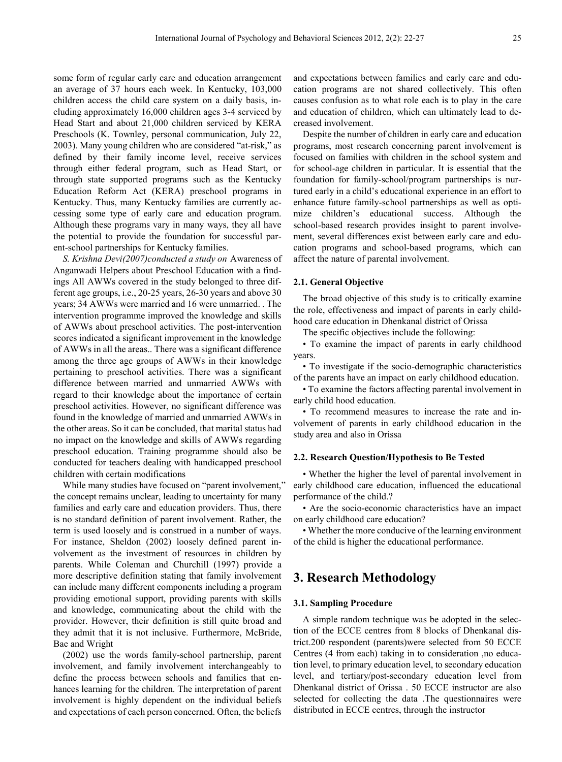some form of regular early care and education arrangement an average of 37 hours each week. In Kentucky, 103,000 children access the child care system on a daily basis, including approximately 16,000 children ages 3-4 serviced by Head Start and about 21,000 children serviced by KERA Preschools (K. Townley, personal communication, July 22, 2003). Many young children who are considered "at-risk," as defined by their family income level, receive services through either federal program, such as Head Start, or through state supported programs such as the Kentucky Education Reform Act (KERA) preschool programs in Kentucky. Thus, many Kentucky families are currently accessing some type of early care and education program. Although these programs vary in many ways, they all have the potential to provide the foundation for successful parent-school partnerships for Kentucky families.

*S. Krishna Devi(2007)conducted a study on* Awareness of Anganwadi Helpers about Preschool Education with a findings All AWWs covered in the study belonged to three different age groups, i.e., 20-25 years, 26-30 years and above 30 years; 34 AWWs were married and 16 were unmarried. . The intervention programme improved the knowledge and skills of AWWs about preschool activities. The post-intervention scores indicated a significant improvement in the knowledge of AWWs in all the areas.. There was a significant difference among the three age groups of AWWs in their knowledge pertaining to preschool activities. There was a significant difference between married and unmarried AWWs with regard to their knowledge about the importance of certain preschool activities. However, no significant difference was found in the knowledge of married and unmarried AWWs in the other areas. So it can be concluded, that marital status had no impact on the knowledge and skills of AWWs regarding preschool education. Training programme should also be conducted for teachers dealing with handicapped preschool children with certain modifications

While many studies have focused on "parent involvement," the concept remains unclear, leading to uncertainty for many families and early care and education providers. Thus, there is no standard definition of parent involvement. Rather, the term is used loosely and is construed in a number of ways. For instance, Sheldon (2002) loosely defined parent involvement as the investment of resources in children by parents. While Coleman and Churchill (1997) provide a more descriptive definition stating that family involvement can include many different components including a program providing emotional support, providing parents with skills and knowledge, communicating about the child with the provider. However, their definition is still quite broad and they admit that it is not inclusive. Furthermore, McBride, Bae and Wright

(2002) use the words family-school partnership, parent involvement, and family involvement interchangeably to define the process between schools and families that enhances learning for the children. The interpretation of parent involvement is highly dependent on the individual beliefs and expectations of each person concerned. Often, the beliefs and expectations between families and early care and education programs are not shared collectively. This often causes confusion as to what role each is to play in the care and education of children, which can ultimately lead to decreased involvement.

Despite the number of children in early care and education programs, most research concerning parent involvement is focused on families with children in the school system and for school-age children in particular. It is essential that the foundation for family-school/program partnerships is nurtured early in a child's educational experience in an effort to enhance future family-school partnerships as well as optimize children's educational success. Although the school-based research provides insight to parent involvement, several differences exist between early care and education programs and school-based programs, which can affect the nature of parental involvement.

### 2.1. General Objective

The broad objective of this study is to critically examine the role, effectiveness and impact of parents in early childhood care education in Dhenkanal district of Orissa

The specific objectives include the following:

- To examine the impact of parents in early childhood years.
- To investigate if the socio-demographic characteristics of the parents have an impact on early childhood education.
- To examine the factors affecting parental involvement in early child hood education.
- To recommend measures to increase the rate and involvement of parents in early childhood education in the study area and also in Orissa

### 2.2. Research Question/Hypothesis to Be Tested

- Whether the higher the level of parental involvement in early childhood care education, influenced the educational performance of the child.?
- Are the socio-economic characteristics have an impact on early childhood care education?
- Whether the more conducive of the learning environment of the child is higher the educational performance.

## 3. Research Methodology

### 3.1. Sampling Procedure

A simple random technique was be adopted in the selection of the ECCE centres from 8 blocks of Dhenkanal district.200 respondent (parents)were selected from 50 ECCE Centres (4 from each) taking in to consideration ,no education level, to primary education level, to secondary education level, and tertiary/post-secondary education level from Dhenkanal district of Orissa . 50 ECCE instructor are also selected for collecting the data .The questionnaires were distributed in ECCE centres, through the instructor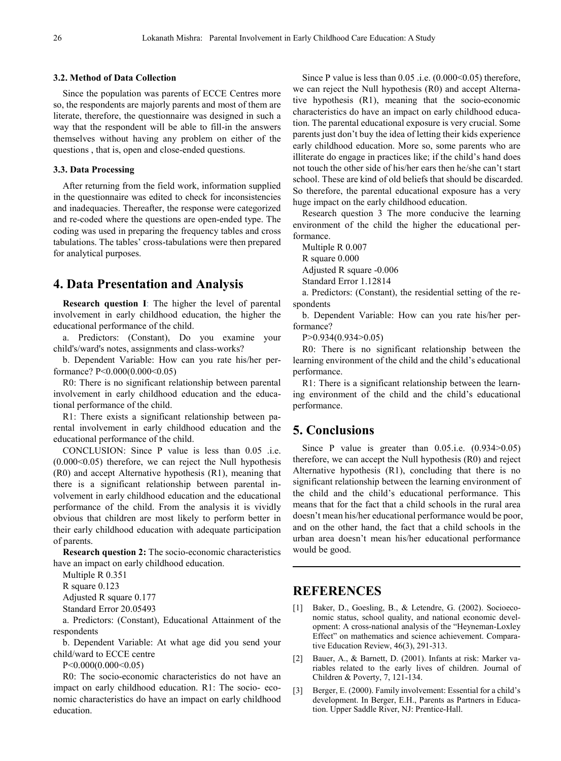### 3.2. Method of Data Collection

Since the population was parents of ECCE Centres more so, the respondents are majorly parents and most of them are literate, therefore, the questionnaire was designed in such a way that the respondent will be able to fill-in the answers themselves without having any problem on either of the questions , that is, open and close-ended questions.

### 3.3. Data Processing

After returning from the field work, information supplied in the questionnaire was edited to check for inconsistencies and inadequacies. Thereafter, the response were categorized and re-coded where the questions are open-ended type. The coding was used in preparing the frequency tables and cross tabulations. The tables' cross-tabulations were then prepared for analytical purposes.

## 4. Data Presentation and Analysis

**Research question I**: The higher the level of parental involvement in early childhood education, the higher the educational performance of the child.

a. Predictors: (Constant), Do you examine your child's/ward's notes, assignments and class-works?

b. Dependent Variable: How can you rate his/her performance? P<0.000(0.000<0.05)

R0: There is no significant relationship between parental involvement in early childhood education and the educational performance of the child.

R1: There exists a significant relationship between parental involvement in early childhood education and the educational performance of the child.

CONCLUSION: Since P value is less than 0.05 .i.e. (0.000<0.05) therefore, we can reject the Null hypothesis (R0) and accept Alternative hypothesis (R1), meaning that there is a significant relationship between parental involvement in early childhood education and the educational performance of the child. From the analysis it is vividly obvious that children are most likely to perform better in their early childhood education with adequate participation of parents.

**Research question 2:** The socio-economic characteristics have an impact on early childhood education.

Multiple R 0.351

R square 0.123

Adjusted R square 0.177

Standard Error 20.05493

a. Predictors: (Constant), Educational Attainment of the respondents

b. Dependent Variable: At what age did you send your child/ward to ECCE centre

P<0.000(0.000<0.05)

R0: The socio-economic characteristics do not have an impact on early childhood education. R1: The socio- economic characteristics do have an impact on early childhood education.

Since P value is less than 0.05 .i.e. (0.000<0.05) therefore, we can reject the Null hypothesis (R0) and accept Alternative hypothesis (R1), meaning that the socio-economic characteristics do have an impact on early childhood education. The parental educational exposure is very crucial. Some parents just don't buy the idea of letting their kids experience early childhood education. More so, some parents who are illiterate do engage in practices like; if the child's hand does not touch the other side of his/her ears then he/she can't start school. These are kind of old beliefs that should be discarded. So therefore, the parental educational exposure has a very huge impact on the early childhood education.

Research question 3 The more conducive the learning environment of the child the higher the educational performance.

Multiple R 0.007

R square 0.000

Adjusted R square -0.006

Standard Error 1.12814

a. Predictors: (Constant), the residential setting of the respondents

b. Dependent Variable: How can you rate his/her performance?

P>0.934(0.934>0.05)

R0: There is no significant relationship between the learning environment of the child and the child's educational performance.

R1: There is a significant relationship between the learning environment of the child and the child's educational performance.

## 5. Conclusions

Since P value is greater than 0.05.i.e. (0.934>0.05) therefore, we can accept the Null hypothesis (R0) and reject Alternative hypothesis (R1), concluding that there is no significant relationship between the learning environment of the child and the child's educational performance. This means that for the fact that a child schools in the rural area doesn't mean his/her educational performance would be poor, and on the other hand, the fact that a child schools in the urban area doesn't mean his/her educational performance would be good.

## REFERENCES

[1] Baker, D., Goesling, B., & Letendre, G. (2002). Socioeconomic status, school quality, and national economic development: A cross-national analysis of the "Heyneman-Loxley Effect" on mathematics and science achievement. Comparative Education Review, 46(3), 291-313.

[2] Bauer, A., & Barnett, D. (2001). Infants at risk: Marker variables related to the early lives of children. Journal of Children & Poverty, 7, 121-134.

[3] Berger, E. (2000). Family involvement: Essential for a child's development. In Berger, E.H., Parents as Partners in Education. Upper Saddle River, NJ: Prentice-Hall.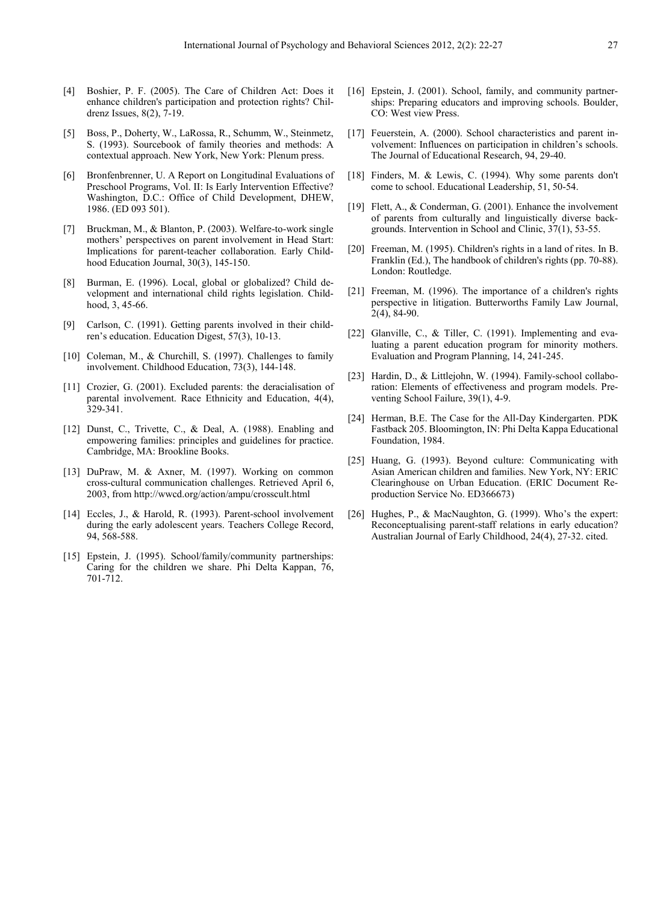[4] Boshier, P. F. (2005). The Care of Children Act: Does it enhance children's participation and protection rights? Childrenz Issues, 8(2), 7-19.

[5] Boss, P., Doherty, W., LaRossa, R., Schumm, W., Steinmetz, S. (1993). Sourcebook of family theories and methods: A contextual approach. New York, New York: Plenum press.

[6] Bronfenbrenner, U. A Report on Longitudinal Evaluations of Preschool Programs, Vol. II: Is Early Intervention Effective? Washington, D.C.: Office of Child Development, DHEW, 1986. (ED 093 501).

[7] Bruckman, M., & Blanton, P. (2003). Welfare-to-work single mothers' perspectives on parent involvement in Head Start: Implications for parent-teacher collaboration. Early Childhood Education Journal, 30(3), 145-150.

[8] Burman, E. (1996). Local, global or globalized? Child development and international child rights legislation. Childhood, 3, 45-66.

[9] Carlson, C. (1991). Getting parents involved in their children's education. Education Digest, 57(3), 10-13.

[10] Coleman, M., & Churchill, S. (1997). Challenges to family involvement. Childhood Education, 73(3), 144-148.

[11] Crozier, G. (2001). Excluded parents: the deracialisation of parental involvement. Race Ethnicity and Education, 4(4), 329-341.

[12] Dunst, C., Trivette, C., & Deal, A. (1988). Enabling and empowering families: principles and guidelines for practice. Cambridge, MA: Brookline Books.

[13] DuPraw, M. & Axner, M. (1997). Working on common cross-cultural communication challenges. Retrieved April 6, 2003, from http://wwcd.org/action/ampu/crosscult.html

[14] Eccles, J., & Harold, R. (1993). Parent-school involvement during the early adolescent years. Teachers College Record, 94, 568-588.

[15] Epstein, J. (1995). School/family/community partnerships: Caring for the children we share. Phi Delta Kappan, 76, 701-712.

[16] Epstein, J. (2001). School, family, and community partnerships: Preparing educators and improving schools. Boulder, CO: West view Press.

[17] Feuerstein, A. (2000). School characteristics and parent involvement: Influences on participation in children's schools. The Journal of Educational Research, 94, 29-40.

[18] Finders, M. & Lewis, C. (1994). Why some parents don't come to school. Educational Leadership, 51, 50-54.

[19] Flett, A., & Conderman, G. (2001). Enhance the involvement of parents from culturally and linguistically diverse backgrounds. Intervention in School and Clinic, 37(1), 53-55.

[20] Freeman, M. (1995). Children's rights in a land of rites. In B. Franklin (Ed.), The handbook of children's rights (pp. 70-88). London: Routledge.

[21] Freeman, M. (1996). The importance of a children's rights perspective in litigation. Butterworths Family Law Journal, 2(4), 84-90.

[22] Glanville, C., & Tiller, C. (1991). Implementing and evaluating a parent education program for minority mothers. Evaluation and Program Planning, 14, 241-245.

[23] Hardin, D., & Littlejohn, W. (1994). Family-school collaboration: Elements of effectiveness and program models. Preventing School Failure, 39(1), 4-9.

[24] Herman, B.E. The Case for the All-Day Kindergarten. PDK Fastback 205. Bloomington, IN: Phi Delta Kappa Educational Foundation, 1984.

[25] Huang, G. (1993). Beyond culture: Communicating with Asian American children and families. New York, NY: ERIC Clearinghouse on Urban Education. (ERIC Document Reproduction Service No. ED366673)

[26] Hughes, P., & MacNaughton, G. (1999). Who's the expert: Reconceptualising parent-staff relations in early education? Australian Journal of Early Childhood, 24(4), 27-32. cited.